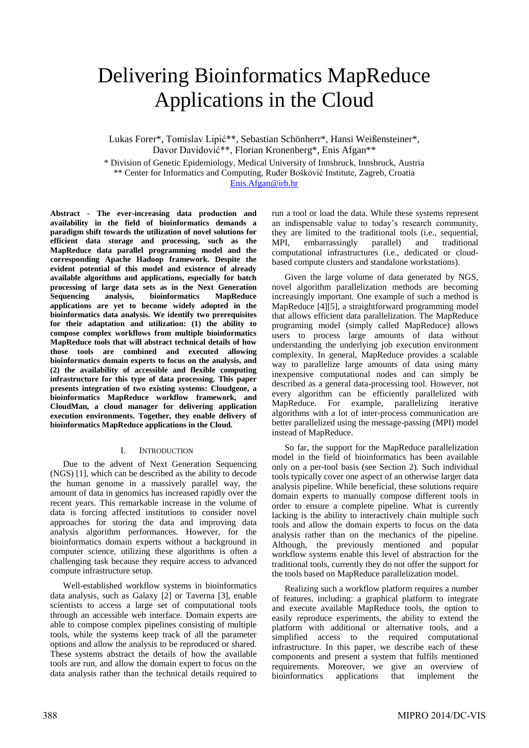# Delivering Bioinformatics MapReduce Applications in the Cloud

Lukas Forer*, Tomislav Lipić**, Sebastian Schönherr*, Hansi Weißensteiner*, Davor Davidović**, Florian Kronenberg*, Enis Afgan**

\* Division of Genetic Epidemiology, Medical University of Innsbruck, Innsbruck, Austria
\*\* Center for Informatics and Computing, Ruđer Bošković Institute, Zagreb, Croatia
Enis.Afgan@irb.hr

**Abstract - The ever-increasing data production and availability in the field of bioinformatics demands a paradigm shift towards the utilization of novel solutions for efficient data storage and processing, such as the MapReduce data parallel programming model and the corresponding Apache Hadoop framework. Despite the evident potential of this model and existence of already available algorithms and applications, especially for batch processing of large data sets as in the Next Generation Sequencing analysis, bioinformatics MapReduce applications are yet to become widely adopted in the bioinformatics data analysis. We identify two prerequisites for their adaptation and utilization: (1) the ability to compose complex workflows from multiple bioinformatics MapReduce tools that will abstract technical details of how those tools are combined and executed allowing bioinformatics domain experts to focus on the analysis, and (2) the availability of accessible and flexible computing infrastructure for this type of data processing. This paper presents integration of two existing systems: Cloudgene, a bioinformatics MapReduce workflow framework, and CloudMan, a cloud manager for delivering application execution environments. Together, they enable delivery of bioinformatics MapReduce applications in the Cloud.**

## I. Introduction

Due to the advent of Next Generation Sequencing (NGS) [1], which can be described as the ability to decode the human genome in a massively parallel way, the amount of data in genomics has increased rapidly over the recent years. This remarkable increase in the volume of data is forcing affected institutions to consider novel approaches for storing the data and improving data analysis algorithm performances. However, for the bioinformatics domain experts without a background in computer science, utilizing these algorithms is often a challenging task because they require access to advanced compute infrastructure setup.

Well-established workflow systems in bioinformatics data analysis, such as Galaxy [2] or Taverna [3], enable scientists to access a large set of computational tools through an accessible web interface. Domain experts are able to compose complex pipelines consisting of multiple tools, while the systems keep track of all the parameter options and allow the analysis to be reproduced or shared. These systems abstract the details of how the available tools are run, and allow the domain expert to focus on the data analysis rather than the technical details required to run a tool or load the data. While these systems represent an indispensable value to today's research community, they are limited to the traditional tools (i.e., sequential, MPI, embarrassingly parallel) and traditional computational infrastructures (i.e., dedicated or cloud-based compute clusters and standalone workstations).

Given the large volume of data generated by NGS, novel algorithm parallelization methods are becoming increasingly important. One example of such a method is MapReduce [4][5], a straightforward programming model that allows efficient data parallelization. The MapReduce programing model (simply called MapReduce) allows users to process large amounts of data without understanding the underlying job execution environment complexity. In general, MapReduce provides a scalable way to parallelize large amounts of data using many inexpensive computational nodes and can simply be described as a general data-processing tool. However, not every algorithm can be efficiently parallelized with MapReduce. For example, parallelizing iterative algorithms with a lot of inter-process communication are better parallelized using the message-passing (MPI) model instead of MapReduce.

So far, the support for the MapReduce parallelization model in the field of bioinformatics has been available only on a per-tool basis (see Section 2). Such individual tools typically cover one aspect of an otherwise larger data analysis pipeline. While beneficial, these solutions require domain experts to manually compose different tools in order to ensure a complete pipeline. What is currently lacking is the ability to interactively chain multiple such tools and allow the domain experts to focus on the data analysis rather than on the mechanics of the pipeline. Although, the previously mentioned and popular workflow systems enable this level of abstraction for the traditional tools, currently they do not offer the support for the tools based on MapReduce parallelization model.

Realizing such a workflow platform requires a number of features, including: a graphical platform to integrate and execute available MapReduce tools, the option to easily reproduce experiments, the ability to extend the platform with additional or alternative tools, and a simplified access to the required computational infrastructure. In this paper, we describe each of these components and present a system that fulfils mentioned requirements. Moreover, we give an overview of bioinformatics applications that implement the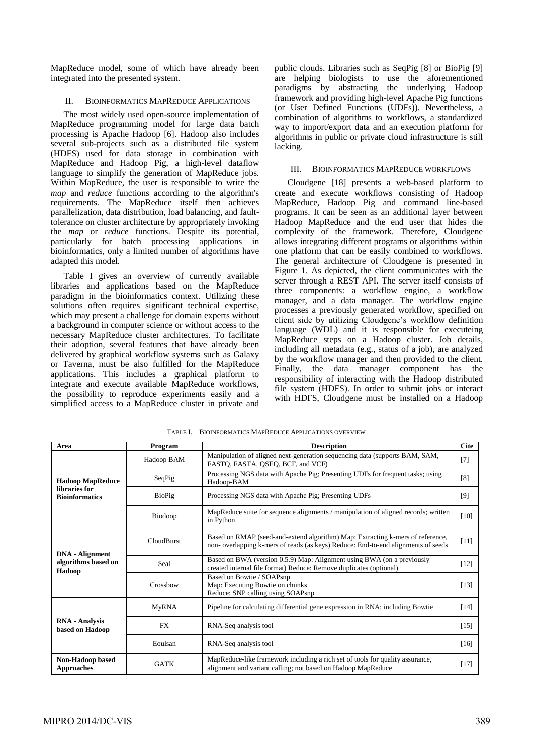MapReduce model, some of which have already been integrated into the presented system.

## II. BIOINFORMATICS MAPREDUCE APPLICATIONS

The most widely used open-source implementation of MapReduce programming model for large data batch processing is Apache Hadoop [6]. Hadoop also includes several sub-projects such as a distributed file system (HDFS) used for data storage in combination with MapReduce and Hadoop Pig, a high-level dataflow language to simplify the generation of MapReduce jobs. Within MapReduce, the user is responsible to write the *map* and *reduce* functions according to the algorithm's requirements. The MapReduce itself then achieves parallelization, data distribution, load balancing, and fault-tolerance on cluster architecture by appropriately invoking the *map* or *reduce* functions. Despite its potential, particularly for batch processing applications in bioinformatics, only a limited number of algorithms have adapted this model.

Table I gives an overview of currently available libraries and applications based on the MapReduce paradigm in the bioinformatics context. Utilizing these solutions often requires significant technical expertise, which may present a challenge for domain experts without a background in computer science or without access to the necessary MapReduce cluster architectures. To facilitate their adoption, several features that have already been delivered by graphical workflow systems such as Galaxy or Taverna, must be also fulfilled for the MapReduce applications. This includes a graphical platform to integrate and execute available MapReduce workflows, the possibility to reproduce experiments easily and a simplified access to a MapReduce cluster in private and public clouds. Libraries such as SeqPig [8] or BioPig [9] are helping biologists to use the aforementioned paradigms by abstracting the underlying Hadoop framework and providing high-level Apache Pig functions (or User Defined Functions (UDFs)). Nevertheless, a combination of algorithms to workflows, a standardized way to import/export data and an execution platform for algorithms in public or private cloud infrastructure is still lacking.

## III. BIOINFORMATICS MAPREDUCE WORKFLOWS

Cloudgene [18] presents a web-based platform to create and execute workflows consisting of Hadoop MapReduce, Hadoop Pig and command line-based programs. It can be seen as an additional layer between Hadoop MapReduce and the end user that hides the complexity of the framework. Therefore, Cloudgene allows integrating different programs or algorithms within one platform that can be easily combined to workflows. The general architecture of Cloudgene is presented in Figure 1. As depicted, the client communicates with the server through a REST API. The server itself consists of three components: a workflow engine, a workflow manager, and a data manager. The workflow engine processes a previously generated workflow, specified on client side by utilizing Cloudgene's workflow definition language (WDL) and it is responsible for executeing MapReduce steps on a Hadoop cluster. Job details, including all metadata (e.g., status of a job), are analyzed by the workflow manager and then provided to the client. Finally, the data manager component has the responsibility of interacting with the Hadoop distributed file system (HDFS). In order to submit jobs or interact with HDFS, Cloudgene must be installed on a Hadoop

TABLE I. BIOINFORMATICS MAPREDUCE APPLICATIONS OVERVIEW

| Area | Program | Description | Cite |
|---|---|---|---|
| **Hadoop MapReduce libraries for Bioinformatics** | Hadoop BAM | Manipulation of aligned next-generation sequencing data (supports BAM, SAM, FASTQ, FASTA, QSEQ, BCF, and VCF) | [7] |
| | SeqPig | Processing NGS data with Apache Pig; Presenting UDFs for frequent tasks; using Hadoop-BAM | [8] |
| | BioPig | Processing NGS data with Apache Pig; Presenting UDFs | [9] |
| | Biodoop | MapReduce suite for sequence alignments / manipulation of aligned records; written in Python | [10] |
| **DNA - Alignment algorithms based on Hadoop** | CloudBurst | Based on RMAP (seed-and-extend algorithm) Map: Extracting k-mers of reference, non- overlapping k-mers of reads (as keys) Reduce: End-to-end alignments of seeds | [11] |
| | Seal | Based on BWA (version 0.5.9) Map: Alignment using BWA (on a previously created internal file format) Reduce: Remove duplicates (optional) | [12] |
| | Crossbow | Based on Bowtie / SOAPsnp Map: Executing Bowtie on chunks Reduce: SNP calling using SOAPsnp | [13] |
| **RNA - Analysis based on Hadoop** | MyRNA | Pipeline for calculating differential gene expression in RNA; including Bowtie | [14] |
| | FX | RNA-Seq analysis tool | [15] |
| | Eoulsan | RNA-Seq analysis tool | [16] |
| **Non-Hadoop based Approaches** | GATK | MapReduce-like framework including a rich set of tools for quality assurance, alignment and variant calling; not based on Hadoop MapReduce | [17] |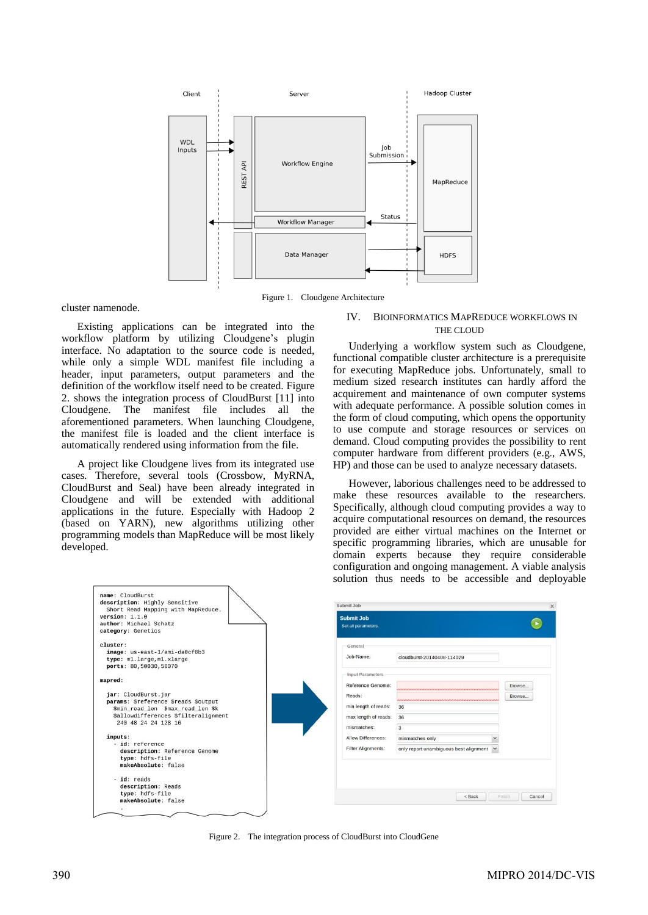Figure 1. Cloudgene Architecture

cluster namenode.

Existing applications can be integrated into the workflow platform by utilizing Cloudgene's plugin interface. No adaptation to the source code is needed, while only a simple WDL manifest file including a header, input parameters, output parameters and the definition of the workflow itself need to be created. Figure 2. shows the integration process of CloudBurst [11] into Cloudgene. The manifest file includes all the aforementioned parameters. When launching Cloudgene, the manifest file is loaded and the client interface is automatically rendered using information from the file.

A project like Cloudgene lives from its integrated use cases. Therefore, several tools (Crossbow, MyRNA, CloudBurst and Seal) have been already integrated in Cloudgene and will be extended with additional applications in the future. Especially with Hadoop 2 (based on YARN), new algorithms utilizing other programming models than MapReduce will be most likely developed.

## IV. Bioinformatics MapReduce Workflows in the Cloud

Underlying a workflow system such as Cloudgene, functional compatible cluster architecture is a prerequisite for executing MapReduce jobs. Unfortunately, small to medium sized research institutes can hardly afford the acquirement and maintenance of own computer systems with adequate performance. A possible solution comes in the form of cloud computing, which opens the opportunity to use compute and storage resources or services on demand. Cloud computing provides the possibility to rent computer hardware from different providers (e.g., AWS, HP) and those can be used to analyze necessary datasets.

However, laborious challenges need to be addressed to make these resources available to the researchers. Specifically, although cloud computing provides a way to acquire computational resources on demand, the resources provided are either virtual machines on the Internet or specific programming libraries, which are unusable for domain experts because they require considerable configuration and ongoing management. A viable analysis solution thus needs to be accessible and deployable

Figure 2. The integration process of CloudBurst into CloudGene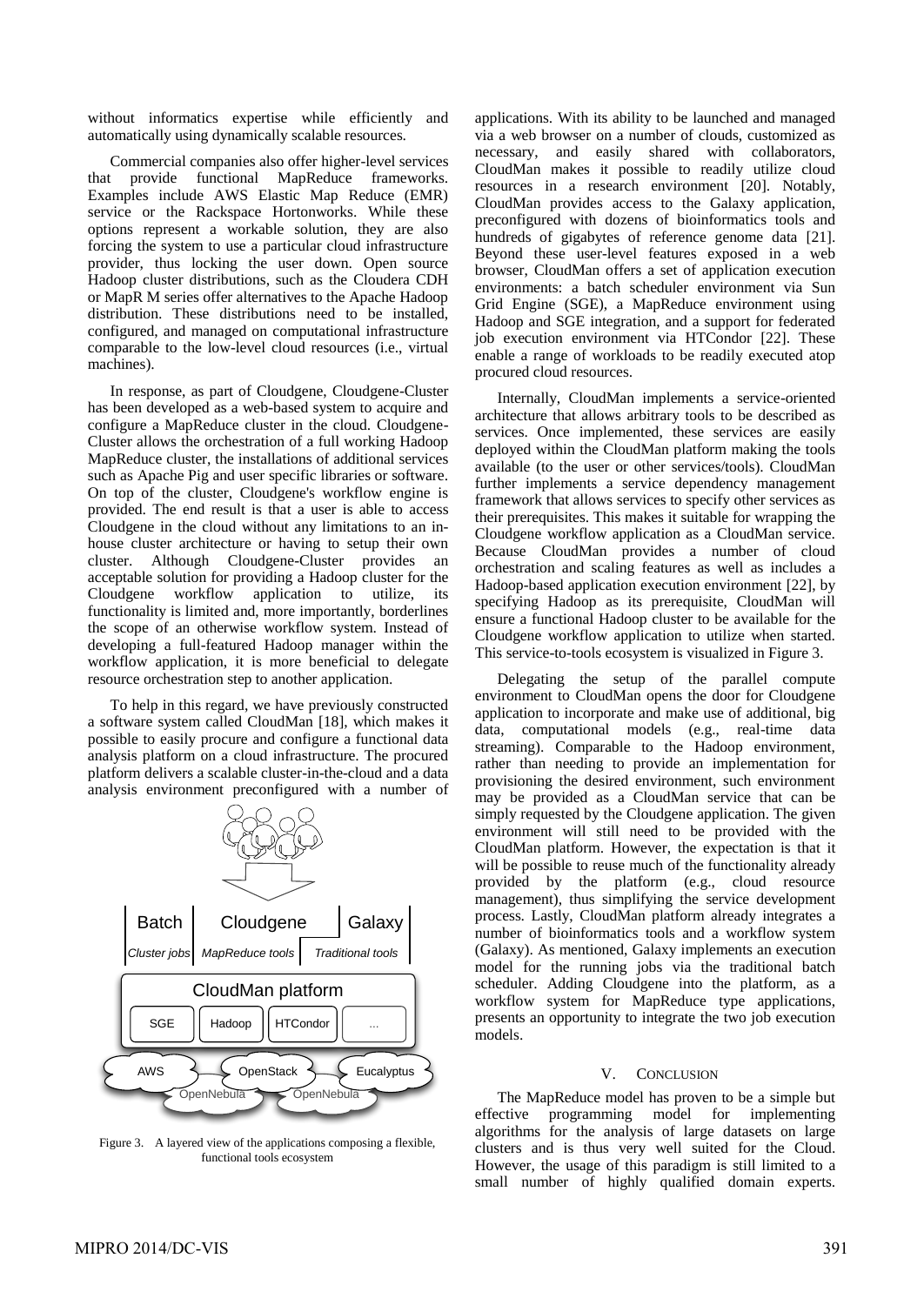without informatics expertise while efficiently and automatically using dynamically scalable resources.

Commercial companies also offer higher-level services that provide functional MapReduce frameworks. Examples include AWS Elastic Map Reduce (EMR) service or the Rackspace Hortonworks. While these options represent a workable solution, they are also forcing the system to use a particular cloud infrastructure provider, thus locking the user down. Open source Hadoop cluster distributions, such as the Cloudera CDH or MapR M series offer alternatives to the Apache Hadoop distribution. These distributions need to be installed, configured, and managed on computational infrastructure comparable to the low-level cloud resources (i.e., virtual machines).

In response, as part of Cloudgene, Cloudgene-Cluster has been developed as a web-based system to acquire and configure a MapReduce cluster in the cloud. Cloudgene-Cluster allows the orchestration of a full working Hadoop MapReduce cluster, the installations of additional services such as Apache Pig and user specific libraries or software. On top of the cluster, Cloudgene's workflow engine is provided. The end result is that a user is able to access Cloudgene in the cloud without any limitations to an in-house cluster architecture or having to setup their own cluster. Although Cloudgene-Cluster provides an acceptable solution for providing a Hadoop cluster for the Cloudgene workflow application to utilize, its functionality is limited and, more importantly, borderlines the scope of an otherwise workflow system. Instead of developing a full-featured Hadoop manager within the workflow application, it is more beneficial to delegate resource orchestration step to another application.

To help in this regard, we have previously constructed a software system called CloudMan [18], which makes it possible to easily procure and configure a functional data analysis platform on a cloud infrastructure. The procured platform delivers a scalable cluster-in-the-cloud and a data analysis environment preconfigured with a number of applications. With its ability to be launched and managed via a web browser on a number of clouds, customized as necessary, and easily shared with collaborators, CloudMan makes it possible to readily utilize cloud resources in a research environment [20]. Notably, CloudMan provides access to the Galaxy application, preconfigured with dozens of bioinformatics tools and hundreds of gigabytes of reference genome data [21]. Beyond these user-level features exposed in a web browser, CloudMan offers a set of application execution environments: a batch scheduler environment via Sun Grid Engine (SGE), a MapReduce environment using Hadoop and SGE integration, and a support for federated job execution environment via HTCondor [22]. These enable a range of workloads to be readily executed atop procured cloud resources.

Batch
Cloudgene
Galaxy
Cluster jobs
MapReduce tools
Traditional tools
CloudMan platform
SGE
Hadoop
HTCondor
...
AWS
OpenStack
Eucalyptus
OpenNebula
OpenNebula

Figure 3. A layered view of the applications composing a flexible, functional tools ecosystem

Internally, CloudMan implements a service-oriented architecture that allows arbitrary tools to be described as services. Once implemented, these services are easily deployed within the CloudMan platform making the tools available (to the user or other services/tools). CloudMan further implements a service dependency management framework that allows services to specify other services as their prerequisites. This makes it suitable for wrapping the Cloudgene workflow application as a CloudMan service. Because CloudMan provides a number of cloud orchestration and scaling features as well as includes a Hadoop-based application execution environment [22], by specifying Hadoop as its prerequisite, CloudMan will ensure a functional Hadoop cluster to be available for the Cloudgene workflow application to utilize when started. This service-to-tools ecosystem is visualized in Figure 3.

Delegating the setup of the parallel compute environment to CloudMan opens the door for Cloudgene application to incorporate and make use of additional, big data, computational models (e.g., real-time data streaming). Comparable to the Hadoop environment, rather than needing to provide an implementation for provisioning the desired environment, such environment may be provided as a CloudMan service that can be simply requested by the Cloudgene application. The given environment will still need to be provided with the CloudMan platform. However, the expectation is that it will be possible to reuse much of the functionality already provided by the platform (e.g., cloud resource management), thus simplifying the service development process. Lastly, CloudMan platform already integrates a number of bioinformatics tools and a workflow system (Galaxy). As mentioned, Galaxy implements an execution model for the running jobs via the traditional batch scheduler. Adding Cloudgene into the platform, as a workflow system for MapReduce type applications, presents an opportunity to integrate the two job execution models.

## V. Conclusion

The MapReduce model has proven to be a simple but effective programming model for implementing algorithms for the analysis of large datasets on large clusters and is thus very well suited for the Cloud. However, the usage of this paradigm is still limited to a small number of highly qualified domain experts.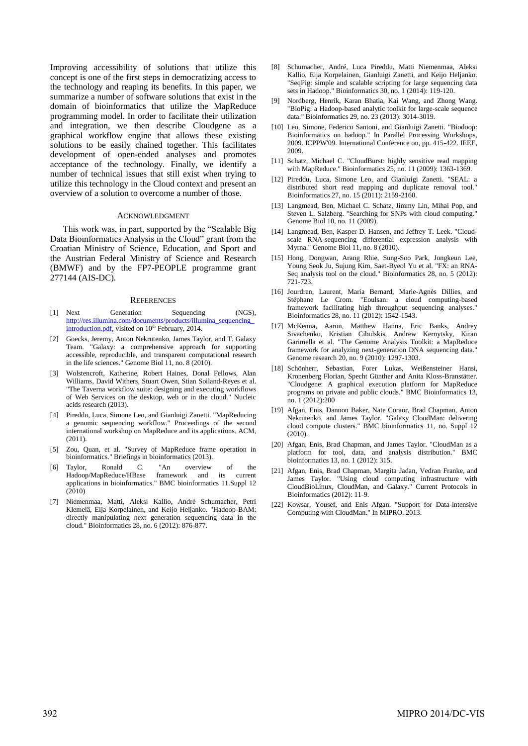Improving accessibility of solutions that utilize this concept is one of the first steps in democratizing access to the technology and reaping its benefits. In this paper, we summarize a number of software solutions that exist in the domain of bioinformatics that utilize the MapReduce programming model. In order to facilitate their utilization and integration, we then describe Cloudgene as a graphical workflow engine that allows these existing solutions to be easily chained together. This facilitates development of open-ended analyses and promotes acceptance of the technology. Finally, we identify a number of technical issues that still exist when trying to utilize this technology in the Cloud context and present an overview of a solution to overcome a number of those.

## ACKNOWLEDGMENT

This work was, in part, supported by the "Scalable Big Data Bioinformatics Analysis in the Cloud" grant from the Croatian Ministry of Science, Education, and Sport and the Austrian Federal Ministry of Science and Research (BMWF) and by the FP7-PEOPLE programme grant 277144 (AIS-DC).

## REFERENCES

[1] Next Generation Sequencing (NGS), http://res.illumina.com/documents/products/illumina_sequencing_introduction.pdf, visited on 10th February, 2014.

[2] Goecks, Jeremy, Anton Nekrutenko, James Taylor, and T. Galaxy Team. "Galaxy: a comprehensive approach for supporting accessible, reproducible, and transparent computational research in the life sciences." Genome Biol 11, no. 8 (2010).

[3] Wolstencroft, Katherine, Robert Haines, Donal Fellows, Alan Williams, David Withers, Stuart Owen, Stian Soiland-Reyes et al. "The Taverna workflow suite: designing and executing workflows of Web Services on the desktop, web or in the cloud." Nucleic acids research (2013).

[4] Pireddu, Luca, Simone Leo, and Gianluigi Zanetti. "MapReducing a genomic sequencing workflow." Proceedings of the second international workshop on MapReduce and its applications. ACM, (2011).

[5] Zou, Quan, et al. "Survey of MapReduce frame operation in bioinformatics." Briefings in bioinformatics (2013).

[6] Taylor, Ronald C. "An overview of the Hadoop/MapReduce/HBase framework and its current applications in bioinformatics." BMC bioinformatics 11.Suppl 12 (2010)

[7] Niemenmaa, Matti, Aleksi Kallio, André Schumacher, Petri Klemelä, Eija Korpelainen, and Keijo Heljanko. "Hadoop-BAM: directly manipulating next generation sequencing data in the cloud." Bioinformatics 28, no. 6 (2012): 876-877.

[8] Schumacher, André, Luca Pireddu, Matti Niemenmaa, Aleksi Kallio, Eija Korpelainen, Gianluigi Zanetti, and Keijo Heljanko. "SeqPig: simple and scalable scripting for large sequencing data sets in Hadoop." Bioinformatics 30, no. 1 (2014): 119-120.

[9] Nordberg, Henrik, Karan Bhatia, Kai Wang, and Zhong Wang. "BioPig: a Hadoop-based analytic toolkit for large-scale sequence data." Bioinformatics 29, no. 23 (2013): 3014-3019.

[10] Leo, Simone, Federico Santoni, and Gianluigi Zanetti. "Biodoop: Bioinformatics on hadoop." In Parallel Processing Workshops, 2009. ICPPW'09. International Conference on, pp. 415-422. IEEE, 2009.

[11] Schatz, Michael C. "CloudBurst: highly sensitive read mapping with MapReduce." Bioinformatics 25, no. 11 (2009): 1363-1369.

[12] Pireddu, Luca, Simone Leo, and Gianluigi Zanetti. "SEAL: a distributed short read mapping and duplicate removal tool." Bioinformatics 27, no. 15 (2011): 2159-2160.

[13] Langmead, Ben, Michael C. Schatz, Jimmy Lin, Mihai Pop, and Steven L. Salzberg. "Searching for SNPs with cloud computing." Genome Biol 10, no. 11 (2009).

[14] Langmead, Ben, Kasper D. Hansen, and Jeffrey T. Leek. "Cloud-scale RNA-sequencing differential expression analysis with Myrna." Genome Biol 11, no. 8 (2010).

[15] Hong, Dongwan, Arang Rhie, Sung-Soo Park, Jongkeun Lee, Young Seok Ju, Sujung Kim, Saet-Byeol Yu et al. "FX: an RNA-Seq analysis tool on the cloud." Bioinformatics 28, no. 5 (2012): 721-723.

[16] Jourdren, Laurent, Maria Bernard, Marie-Agnès Dillies, and Stéphane Le Crom. "Eoulsan: a cloud computing-based framework facilitating high throughput sequencing analyses." Bioinformatics 28, no. 11 (2012): 1542-1543.

[17] McKenna, Aaron, Matthew Hanna, Eric Banks, Andrey Sivachenko, Kristian Cibulskis, Andrew Kernytsky, Kiran Garimella et al. "The Genome Analysis Toolkit: a MapReduce framework for analyzing next-generation DNA sequencing data." Genome research 20, no. 9 (2010): 1297-1303.

[18] Schönherr, Sebastian, Forer Lukas, Weißensteiner Hansi, Kronenberg Florian, Specht Günther and Anita Kloss-Branstätter. "Cloudgene: A graphical execution platform for MapReduce programs on private and public clouds." BMC Bioinformatics 13, no. 1 (2012):200

[19] Afgan, Enis, Dannon Baker, Nate Coraor, Brad Chapman, Anton Nekrutenko, and James Taylor. "Galaxy CloudMan: delivering cloud compute clusters." BMC bioinformatics 11, no. Suppl 12 (2010).

[20] Afgan, Enis, Brad Chapman, and James Taylor. "CloudMan as a platform for tool, data, and analysis distribution." BMC bioinformatics 13, no. 1 (2012): 315.

[21] Afgan, Enis, Brad Chapman, Margita Jadan, Vedran Franke, and James Taylor. "Using cloud computing infrastructure with CloudBioLinux, CloudMan, and Galaxy." Current Protocols in Bioinformatics (2012): 11-9.

[22] Kowsar, Yousef, and Enis Afgan. "Support for Data-intensive Computing with CloudMan." In MIPRO. 2013.